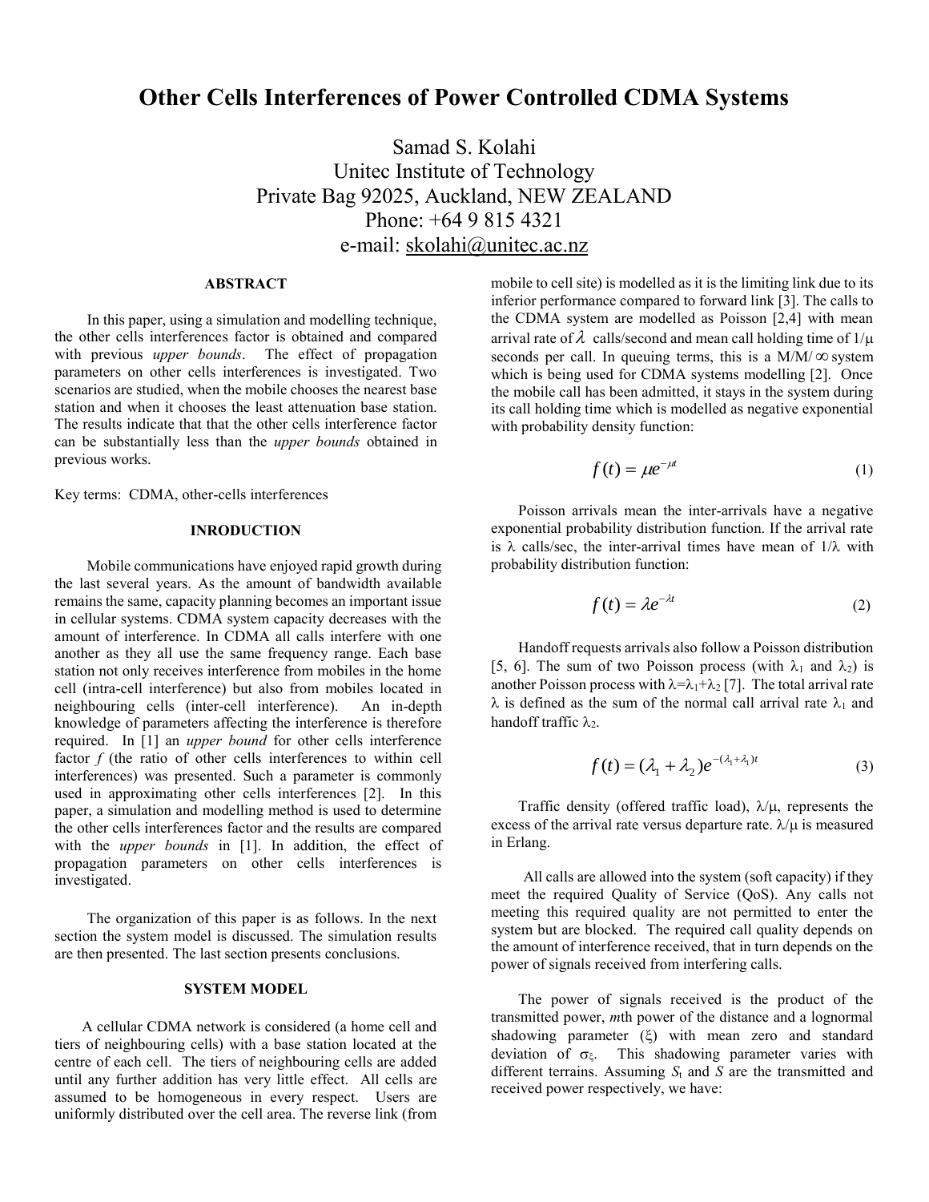# Other Cells Interferences of Power Controlled CDMA Systems

Samad S. Kolahi
Unitec Institute of Technology
Private Bag 92025, Auckland, NEW ZEALAND
Phone: +64 9 815 4321
e-mail: skolahi@unitec.ac.nz

## ABSTRACT

In this paper, using a simulation and modelling technique, the other cells interferences factor is obtained and compared with previous *upper bounds*. The effect of propagation parameters on other cells interferences is investigated. Two scenarios are studied, when the mobile chooses the nearest base station and when it chooses the least attenuation base station. The results indicate that that the other cells interference factor can be substantially less than the *upper bounds* obtained in previous works.

Key terms: CDMA, other-cells interferences

## INRODUCTION

Mobile communications have enjoyed rapid growth during the last several years. As the amount of bandwidth available remains the same, capacity planning becomes an important issue in cellular systems. CDMA system capacity decreases with the amount of interference. In CDMA all calls interfere with one another as they all use the same frequency range. Each base station not only receives interference from mobiles in the home cell (intra-cell interference) but also from mobiles located in neighbouring cells (inter-cell interference). An in-depth knowledge of parameters affecting the interference is therefore required. In [1] an *upper bound* for other cells interference factor *f* (the ratio of other cells interferences to within cell interferences) was presented. Such a parameter is commonly used in approximating other cells interferences [2]. In this paper, a simulation and modelling method is used to determine the other cells interferences factor and the results are compared with the *upper bounds* in [1]. In addition, the effect of propagation parameters on other cells interferences is investigated.

The organization of this paper is as follows. In the next section the system model is discussed. The simulation results are then presented. The last section presents conclusions.

## SYSTEM MODEL

A cellular CDMA network is considered (a home cell and tiers of neighbouring cells) with a base station located at the centre of each cell. The tiers of neighbouring cells are added until any further addition has very little effect. All cells are assumed to be homogeneous in every respect. Users are uniformly distributed over the cell area. The reverse link (from mobile to cell site) is modelled as it is the limiting link due to its inferior performance compared to forward link [3]. The calls to the CDMA system are modelled as Poisson [2,4] with mean arrival rate of $\lambda$ calls/second and mean call holding time of $1/\mu$ seconds per call. In queuing terms, this is a $M/M/\infty$ system which is being used for CDMA systems modelling [2]. Once the mobile call has been admitted, it stays in the system during its call holding time which is modelled as negative exponential with probability density function:

$$f(t) = \mu e^{-\mu t} \tag{1}$$

Poisson arrivals mean the inter-arrivals have a negative exponential probability distribution function. If the arrival rate is $\lambda$ calls/sec, the inter-arrival times have mean of $1/\lambda$ with probability distribution function:

$$f(t) = \lambda e^{-\lambda t} \tag{2}$$

Handoff requests arrivals also follow a Poisson distribution [5, 6]. The sum of two Poisson process (with $\lambda_1$ and $\lambda_2$) is another Poisson process with $\lambda=\lambda_1+\lambda_2$ [7]. The total arrival rate $\lambda$ is defined as the sum of the normal call arrival rate $\lambda_1$ and handoff traffic $\lambda_2$.

$$f(t) = (\lambda_1 + \lambda_2)e^{-(\lambda_1+\lambda_1)t} \tag{3}$$

Traffic density (offered traffic load), $\lambda/\mu$, represents the excess of the arrival rate versus departure rate. $\lambda/\mu$ is measured in Erlang.

All calls are allowed into the system (soft capacity) if they meet the required Quality of Service (QoS). Any calls not meeting this required quality are not permitted to enter the system but are blocked. The required call quality depends on the amount of interference received, that in turn depends on the power of signals received from interfering calls.

The power of signals received is the product of the transmitted power, *m*th power of the distance and a lognormal shadowing parameter ($\xi$) with mean zero and standard deviation of $\sigma_\xi$. This shadowing parameter varies with different terrains. Assuming $S_t$ and $S$ are the transmitted and received power respectively, we have: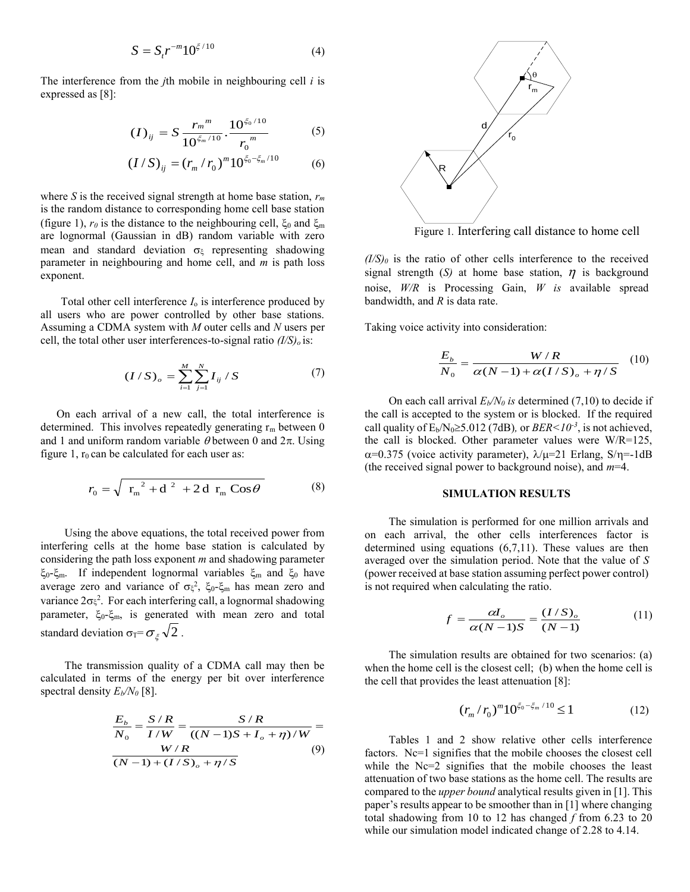$$S = S_t r^{-m} 10^{\xi/10} \tag{4}$$

The interference from the *j*th mobile in neighbouring cell *i* is expressed as [8]:

$$(I)_{ij} = S \frac{r_m{}^m}{10^{\xi_m/10}} \cdot \frac{10^{\xi_0/10}}{r_0{}^m} \tag{5}$$

$$(I/S)_{ij} = (r_m / r_0)^m 10^{\xi_0 - \xi_m/10} \tag{6}$$

where *S* is the received signal strength at home base station, $r_m$ is the random distance to corresponding home cell base station (figure 1), $r_0$ is the distance to the neighbouring cell, $\xi_0$ and $\xi_m$ are lognormal (Gaussian in dB) random variable with zero mean and standard deviation $\sigma_\xi$ representing shadowing parameter in neighbouring and home cell, and *m* is path loss exponent.

Total other cell interference $I_o$ is interference produced by all users who are power controlled by other base stations. Assuming a CDMA system with *M* outer cells and *N* users per cell, the total other user interferences-to-signal ratio $(I/S)_o$ is:

$$(I/S)_o = \sum_{i=1}^{M} \sum_{j=1}^{N} I_{ij} / S \tag{7}$$

On each arrival of a new call, the total interference is determined. This involves repeatedly generating $r_m$ between 0 and 1 and uniform random variable $\theta$ between 0 and $2\pi$. Using figure 1, $r_0$ can be calculated for each user as:

$$r_0 = \sqrt{r_m^2 + d^2 + 2 d\, r_m \cos\theta} \tag{8}$$

Using the above equations, the total received power from interfering cells at the home base station is calculated by considering the path loss exponent *m* and shadowing parameter $\xi_0$-$\xi_m$. If independent lognormal variables $\xi_m$ and $\xi_0$ have average zero and variance of $\sigma_\xi^2$, $\xi_0$-$\xi_m$ has mean zero and variance $2\sigma_\xi^2$. For each interfering call, a lognormal shadowing parameter, $\xi_0$-$\xi_m$, is generated with mean zero and total standard deviation $\sigma_T = \sigma_\xi \sqrt{2}$.

The transmission quality of a CDMA call may then be calculated in terms of the energy per bit over interference spectral density $E_b/N_0$ [8].

$$\frac{E_b}{N_0} = \frac{S/R}{I/W} = \frac{S/R}{((N-1)S + I_o + \eta)/W} = \frac{W/R}{(N-1) + (I/S)_o + \eta/S} \tag{9}$$

d

θ

$r_m$

$r_0$

R

Figure 1. Interfering call distance to home cell

$(I/S)_0$ is the ratio of other cells interference to the received signal strength (*S*) at home base station, $\eta$ is background noise, *W/R* is Processing Gain, *W is* available spread bandwidth, and *R* is data rate.

Taking voice activity into consideration:

$$\frac{E_b}{N_0} = \frac{W/R}{\alpha(N-1) + \alpha(I/S)_o + \eta/S} \tag{10}$$

On each call arrival $E_b/N_0$ *is* determined (7,10) to decide if the call is accepted to the system or is blocked. If the required call quality of $E_b/N_0 \geq 5.012$ (7dB), or $BER<10^{-3}$, is not achieved, the call is blocked. Other parameter values were W/R=125, $\alpha$=0.375 (voice activity parameter), $\lambda/\mu$=21 Erlang, $S/\eta$=-1dB (the received signal power to background noise), and *m*=4.

## SIMULATION RESULTS

The simulation is performed for one million arrivals and on each arrival, the other cells interferences factor is determined using equations (6,7,11). These values are then averaged over the simulation period. Note that the value of *S* (power received at base station assuming perfect power control) is not required when calculating the ratio.

$$f = \frac{\alpha I_o}{\alpha(N-1)S} = \frac{(I/S)_o}{(N-1)} \tag{11}$$

The simulation results are obtained for two scenarios: (a) when the home cell is the closest cell; (b) when the home cell is the cell that provides the least attenuation [8]:

$$(r_m / r_0)^m 10^{\xi_0 - \xi_m/10} \leq 1 \tag{12}$$

Tables 1 and 2 show relative other cells interference factors. Nc=1 signifies that the mobile chooses the closest cell while the Nc=2 signifies that the mobile chooses the least attenuation of two base stations as the home cell. The results are compared to the *upper bound* analytical results given in [1]. This paper's results appear to be smoother than in [1] where changing total shadowing from 10 to 12 has changed *f* from 6.23 to 20 while our simulation model indicated change of 2.28 to 4.14.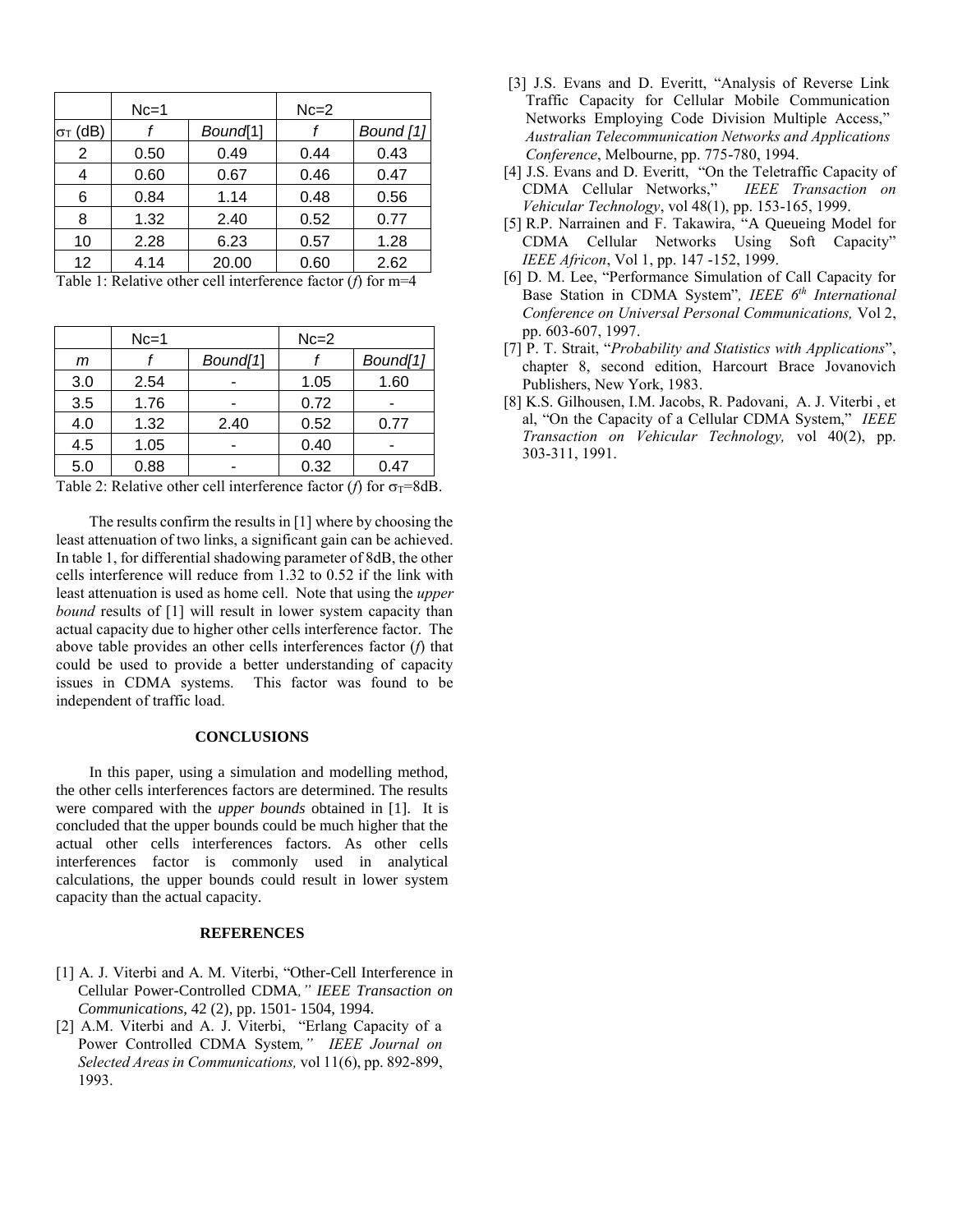| | Nc=1 | | Nc=2 | |
|---|---|---|---|---|
| $\sigma_T$ (dB) | *f* | *Bound*[1] | *f* | *Bound [1]* |
| 2 | 0.50 | 0.49 | 0.44 | 0.43 |
| 4 | 0.60 | 0.67 | 0.46 | 0.47 |
| 6 | 0.84 | 1.14 | 0.48 | 0.56 |
| 8 | 1.32 | 2.40 | 0.52 | 0.77 |
| 10 | 2.28 | 6.23 | 0.57 | 1.28 |
| 12 | 4.14 | 20.00 | 0.60 | 2.62 |

Table 1: Relative other cell interference factor (*f*) for m=4

| | Nc=1 | | Nc=2 | |
|---|---|---|---|---|
| *m* | *f* | *Bound[1]* | *f* | *Bound[1]* |
| 3.0 | 2.54 | - | 1.05 | 1.60 |
| 3.5 | 1.76 | - | 0.72 | - |
| 4.0 | 1.32 | 2.40 | 0.52 | 0.77 |
| 4.5 | 1.05 | - | 0.40 | - |
| 5.0 | 0.88 | - | 0.32 | 0.47 |

Table 2: Relative other cell interference factor (*f*) for $\sigma_T$=8dB.

The results confirm the results in [1] where by choosing the least attenuation of two links, a significant gain can be achieved. In table 1, for differential shadowing parameter of 8dB, the other cells interference will reduce from 1.32 to 0.52 if the link with least attenuation is used as home cell. Note that using the *upper bound* results of [1] will result in lower system capacity than actual capacity due to higher other cells interference factor. The above table provides an other cells interferences factor (*f*) that could be used to provide a better understanding of capacity issues in CDMA systems. This factor was found to be independent of traffic load.

## CONCLUSIONS

In this paper, using a simulation and modelling method, the other cells interferences factors are determined. The results were compared with the *upper bounds* obtained in [1]. It is concluded that the upper bounds could be much higher that the actual other cells interferences factors. As other cells interferences factor is commonly used in analytical calculations, the upper bounds could result in lower system capacity than the actual capacity.

## REFERENCES

[1] A. J. Viterbi and A. M. Viterbi, "Other-Cell Interference in Cellular Power-Controlled CDMA*," IEEE Transaction on Communications*, 42 (2), pp. 1501- 1504, 1994.

[2] A.M. Viterbi and A. J. Viterbi, "Erlang Capacity of a Power Controlled CDMA System*," IEEE Journal on Selected Areas in Communications,* vol 11(6), pp. 892-899, 1993.

[3] J.S. Evans and D. Everitt, "Analysis of Reverse Link Traffic Capacity for Cellular Mobile Communication Networks Employing Code Division Multiple Access," *Australian Telecommunication Networks and Applications Conference*, Melbourne, pp. 775-780, 1994.

[4] J.S. Evans and D. Everitt, "On the Teletraffic Capacity of CDMA Cellular Networks," *IEEE Transaction on Vehicular Technology*, vol 48(1), pp. 153-165, 1999.

[5] R.P. Narrainen and F. Takawira, "A Queueing Model for CDMA Cellular Networks Using Soft Capacity" *IEEE Africon*, Vol 1, pp. 147 -152, 1999.

[6] D. M. Lee, "Performance Simulation of Call Capacity for Base Station in CDMA System"*, IEEE 6th International Conference on Universal Personal Communications,* Vol 2, pp. 603-607, 1997.

[7] P. T. Strait, "*Probability and Statistics with Applications*", chapter 8, second edition, Harcourt Brace Jovanovich Publishers, New York, 1983.

[8] K.S. Gilhousen, I.M. Jacobs, R. Padovani, A. J. Viterbi , et al, "On the Capacity of a Cellular CDMA System," *IEEE Transaction on Vehicular Technology,* vol 40(2), pp. 303-311, 1991.